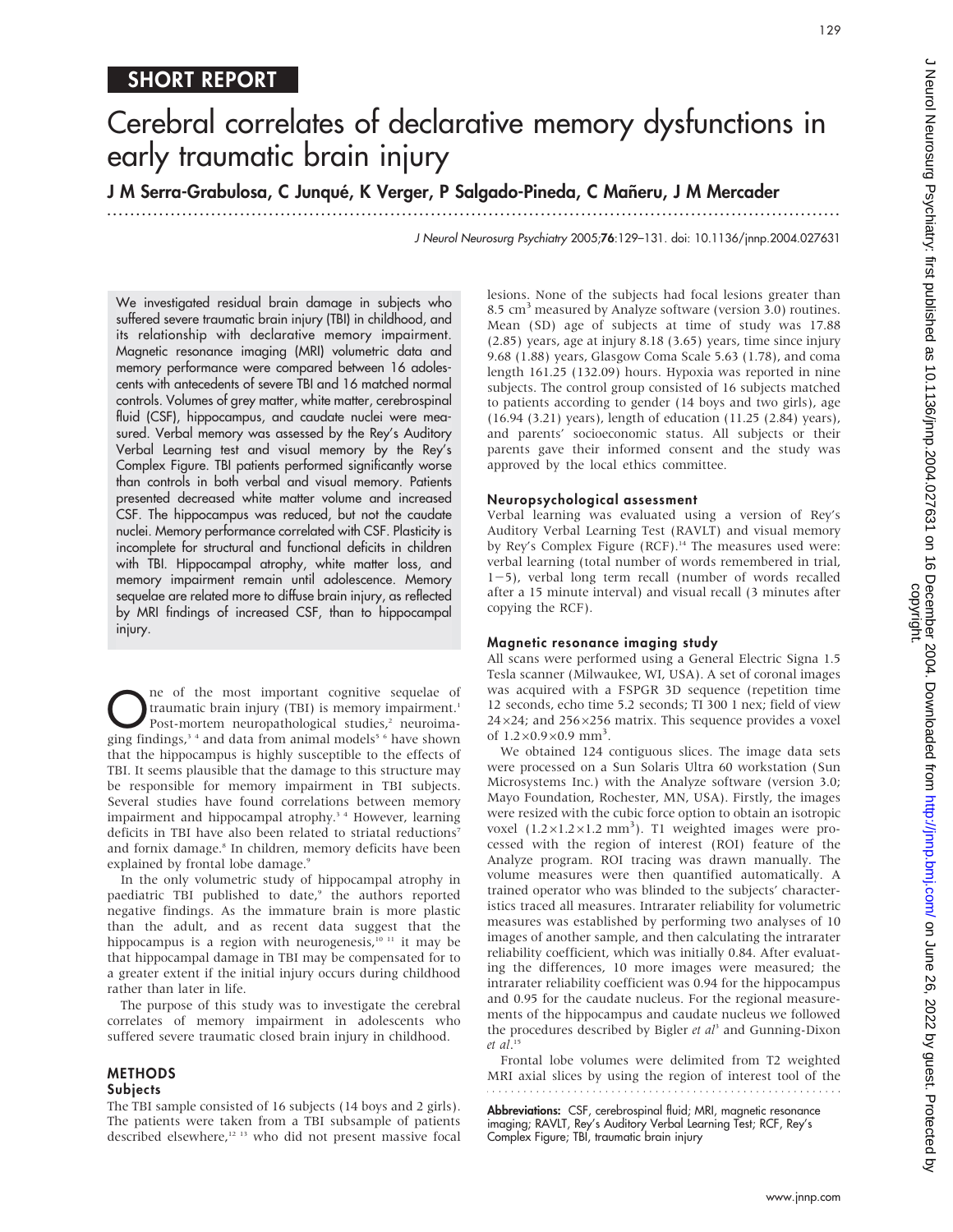**SHORT REPORT**

# Cerebral correlates of declarative memory dysfunctions in early traumatic brain injury

**J M Serra-Grabulosa, C Junqué, K Verger, P Salgado-Pineda, C Mañeru, J M Mercader**

*J Neurol Neurosurg Psychiatry* 2005;**76**:129–131. doi: 10.1136/jnnp.2004.027631

We investigated residual brain damage in subjects who suffered severe traumatic brain injury (TBI) in childhood, and its relationship with declarative memory impairment. Magnetic resonance imaging (MRI) volumetric data and memory performance were compared between 16 adolescents with antecedents of severe TBI and 16 matched normal controls. Volumes of grey matter, white matter, cerebrospinal fluid (CSF), hippocampus, and caudate nuclei were measured. Verbal memory was assessed by the Rey's Auditory Verbal Learning test and visual memory by the Rey's Complex Figure. TBI patients performed significantly worse than controls in both verbal and visual memory. Patients presented decreased white matter volume and increased CSF. The hippocampus was reduced, but not the caudate nuclei. Memory performance correlated with CSF. Plasticity is incomplete for structural and functional deficits in children with TBI. Hippocampal atrophy, white matter loss, and memory impairment remain until adolescence. Memory sequelae are related more to diffuse brain injury, as reflected by MRI findings of increased CSF, than to hippocampal injury.

One of the most important cognitive sequelae of traumatic brain injury (TBI) is memory impairment.[1] Post-mortem neuropathological studies,[2] neuroimaging findings,[3,4] and data from animal models[5,6] have shown that the hippocampus is highly susceptible to the effects of TBI. It seems plausible that the damage to this structure may be responsible for memory impairment in TBI subjects. Several studies have found correlations between memory impairment and hippocampal atrophy.[3,4] However, learning deficits in TBI have also been related to striatal reductions[7] and fornix damage.[8] In children, memory deficits have been explained by frontal lobe damage.[9]

In the only volumetric study of hippocampal atrophy in paediatric TBI published to date,[9] the authors reported negative findings. As the immature brain is more plastic than the adult, and as recent data suggest that the hippocampus is a region with neurogenesis,[10,11] it may be that hippocampal damage in TBI may be compensated for to a greater extent if the initial injury occurs during childhood rather than later in life.

The purpose of this study was to investigate the cerebral correlates of memory impairment in adolescents who suffered severe traumatic closed brain injury in childhood.

## METHODS

### Subjects

The TBI sample consisted of 16 subjects (14 boys and 2 girls). The patients were taken from a TBI subsample of patients described elsewhere,[12,13] who did not present massive focal lesions. None of the subjects had focal lesions greater than 8.5 $cm^3$ measured by Analyze software (version 3.0) routines. Mean (SD) age of subjects at time of study was 17.88 (2.85) years, age at injury 8.18 (3.65) years, time since injury 9.68 (1.88) years, Glasgow Coma Scale 5.63 (1.78), and coma length 161.25 (132.09) hours. Hypoxia was reported in nine subjects. The control group consisted of 16 subjects matched to patients according to gender (14 boys and two girls), age (16.94 (3.21) years), length of education (11.25 (2.84) years), and parents' socioeconomic status. All subjects or their parents gave their informed consent and the study was approved by the local ethics committee.

### Neuropsychological assessment

Verbal learning was evaluated using a version of Rey's Auditory Verbal Learning Test (RAVLT) and visual memory by Rey's Complex Figure (RCF).[14] The measures used were: verbal learning (total number of words remembered in trial, 1−5), verbal long term recall (number of words recalled after a 15 minute interval) and visual recall (3 minutes after copying the RCF).

### Magnetic resonance imaging study

All scans were performed using a General Electric Signa 1.5 Tesla scanner (Milwaukee, WI, USA). A set of coronal images was acquired with a FSPGR 3D sequence (repetition time 12 seconds, echo time 5.2 seconds; TI 300 1 nex; field of view 24×24; and 256×256 matrix. This sequence provides a voxel of 1.2×0.9×0.9 $mm^3$.

We obtained 124 contiguous slices. The image data sets were processed on a Sun Solaris Ultra 60 workstation (Sun Microsystems Inc.) with the Analyze software (version 3.0; Mayo Foundation, Rochester, MN, USA). Firstly, the images were resized with the cubic force option to obtain an isotropic voxel (1.2×1.2×1.2 $mm^3$). T1 weighted images were processed with the region of interest (ROI) feature of the Analyze program. ROI tracing was drawn manually. The volume measures were then quantified automatically. A trained operator who was blinded to the subjects' characteristics traced all measures. Intrarater reliability for volumetric measures was established by performing two analyses of 10 images of another sample, and then calculating the intrarater reliability coefficient, which was initially 0.84. After evaluating the differences, 10 more images were measured; the intrarater reliability coefficient was 0.94 for the hippocampus and 0.95 for the caudate nucleus. For the regional measurements of the hippocampus and caudate nucleus we followed the procedures described by Bigler *et al*[3] and Gunning-Dixon *et al*.[15]

Frontal lobe volumes were delimited from T2 weighted MRI axial slices by using the region of interest tool of the

**Abbreviations:** CSF, cerebrospinal fluid; MRI, magnetic resonance imaging; RAVLT, Rey's Auditory Verbal Learning Test; RCF, Rey's Complex Figure; TBI, traumatic brain injury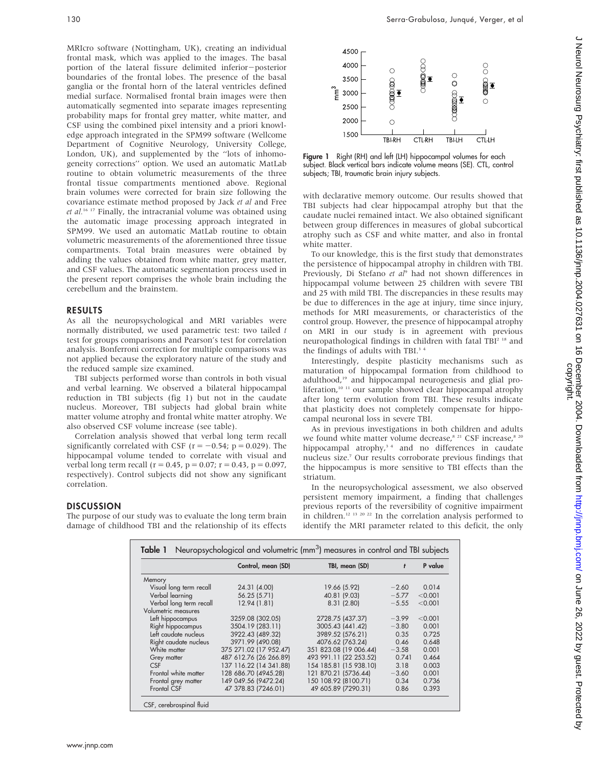MRIcro software (Nottingham, UK), creating an individual frontal mask, which was applied to the images. The basal portion of the lateral fissure delimited inferior−posterior boundaries of the frontal lobes. The presence of the basal ganglia or the frontal horn of the lateral ventricles defined medial surface. Normalised frontal brain images were then automatically segmented into separate images representing probability maps for frontal grey matter, white matter, and CSF using the combined pixel intensity and a priori knowledge approach integrated in the SPM99 software (Wellcome Department of Cognitive Neurology, University College, London, UK), and supplemented by the "lots of inhomogeneity corrections" option. We used an automatic MatLab routine to obtain volumetric measurements of the three frontal tissue compartments mentioned above. Regional brain volumes were corrected for brain size following the covariance estimate method proposed by Jack *et al* and Free *et al*.[16 17] Finally, the intracranial volume was obtained using the automatic image processing approach integrated in SPM99. We used an automatic MatLab routine to obtain volumetric measurements of the aforementioned three tissue compartments. Total brain measures were obtained by adding the values obtained from white matter, grey matter, and CSF values. The automatic segmentation process used in the present report comprises the whole brain including the cerebellum and the brainstem.

## RESULTS

As all the neuropsychological and MRI variables were normally distributed, we used parametric test: two tailed $t$ test for groups comparisons and Pearson's test for correlation analysis. Bonferroni correction for multiple comparisons was not applied because the exploratory nature of the study and the reduced sample size examined.

TBI subjects performed worse than controls in both visual and verbal learning. We observed a bilateral hippocampal reduction in TBI subjects (fig 1) but not in the caudate nucleus. Moreover, TBI subjects had global brain white matter volume atrophy and frontal white matter atrophy. We also observed CSF volume increase (see table).

Correlation analysis showed that verbal long term recall significantly correlated with CSF ($r = -0.54$; $p = 0.029$). The hippocampal volume tended to correlate with visual and verbal long term recall ($r = 0.45$, $p = 0.07$; $r = 0.43$, $p = 0.097$, respectively). Control subjects did not show any significant correlation.

## DISCUSSION

The purpose of our study was to evaluate the long term brain damage of childhood TBI and the relationship of its effects with declarative memory outcome. Our results showed that TBI subjects had clear hippocampal atrophy but that the caudate nuclei remained intact. We also obtained significant between group differences in measures of global subcortical atrophy such as CSF and white matter, and also in frontal white matter.

To our knowledge, this is the first study that demonstrates the persistence of hippocampal atrophy in children with TBI. Previously, Di Stefano *et al*[9] had not shown differences in hippocampal volume between 25 children with severe TBI and 25 with mild TBI. The discrepancies in these results may be due to differences in the age at injury, time since injury, methods for MRI measurements, or characteristics of the control group. However, the presence of hippocampal atrophy on MRI in our study is in agreement with previous neuropathological findings in children with fatal TBI[2 18] and the findings of adults with TBI.[3 4]

Interestingly, despite plasticity mechanisms such as maturation of hippocampal formation from childhood to adulthood,[19] and hippocampal neurogenesis and glial proliferation,[10 11] our sample showed clear hippocampal atrophy after long term evolution from TBI. These results indicate that plasticity does not completely compensate for hippocampal neuronal loss in severe TBI.

As in previous investigations in both children and adults we found white matter volume decrease,[8 21] CSF increase,[8 20] hippocampal atrophy,[3 4] and no differences in caudate nucleus size.[7] Our results corroborate previous findings that the hippocampus is more sensitive to TBI effects than the striatum.

In the neuropsychological assessment, we also observed persistent memory impairment, a finding that challenges previous reports of the reversibility of cognitive impairment in children.[12 13 20 22] In the correlation analysis performed to identify the MRI parameter related to this deficit, the only

**Figure 1** Right (RH) and left (LH) hippocampal volumes for each subject. Black vertical bars indicate volume means (SE). CTL, control subjects; TBI, traumatic brain injury subjects.

**Table 1** Neuropsychological and volumetric (mm$^3$) measures in control and TBI subjects

| | Control, mean (SD) | TBI, mean (SD) | *t* | P value |
|---|---|---|---|---|
| Memory | | | | |
| Visual long term recall | 24.31 (4.00) | 19.66 (5.92) | −2.60 | 0.014 |
| Verbal learning | 56.25 (5.71) | 40.81 (9.03) | −5.77 | <0.001 |
| Verbal long term recall | 12.94 (1.81) | 8.31 (2.80) | −5.55 | <0.001 |
| Volumetric measures | | | | |
| Left hippocampus | 3259.08 (302.05) | 2728.75 (437.37) | −3.99 | <0.001 |
| Right hippocampus | 3504.19 (283.11) | 3005.43 (441.42) | −3.80 | 0.001 |
| Left caudate nucleus | 3922.43 (489.32) | 3989.52 (576.21) | 0.35 | 0.725 |
| Right caudate nucleus | 3971.99 (490.08) | 4076.62 (763.24) | 0.46 | 0.648 |
| White matter | 375 271.02 (17 952.47) | 351 823.08 (19 006.44) | −3.58 | 0.001 |
| Grey matter | 487 612.76 (26 266.89) | 493 991.11 (22 253.52) | 0.741 | 0.464 |
| CSF | 137 116.22 (14 341.88) | 154 185.81 (15 938.10) | 3.18 | 0.003 |
| Frontal white matter | 128 686.70 (4945.28) | 121 870.21 (5736.44) | −3.60 | 0.001 |
| Frontal grey matter | 149 049.56 (9472.24) | 150 108.92 (8100.71) | 0.34 | 0.736 |
| Frontal CSF | 47 378.83 (7246.01) | 49 605.89 (7290.31) | 0.86 | 0.393 |

CSF, cerebrospinal fluid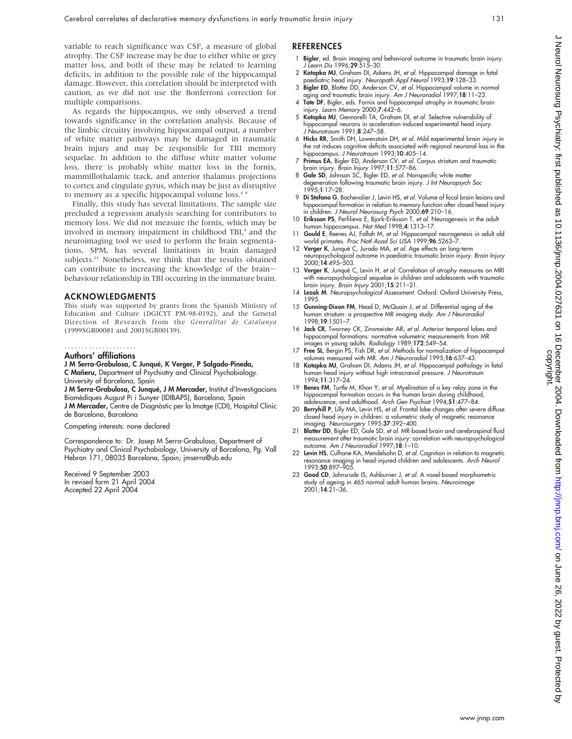variable to reach significance was CSF, a measure of global atrophy. The CSF increase may be due to either white or grey matter loss, and both of these may be related to learning deficits, in addition to the possible role of the hippocampal damage. However, this correlation should be interpreted with caution, as we did not use the Bonferroni correction for multiple comparisons.

As regards the hippocampus, we only observed a trend towards significance in the correlation analysis. Because of the limbic circuitry involving hippocampal output, a number of white matter pathways may be damaged in traumatic brain injury and may be responsible for TBI memory sequelae. In addition to the diffuse white matter volume loss, there is probably white matter loss in the fornix, mammillothalamic track, and anterior thalamus projections to cortex and cingulate gyrus, which may be just as disruptive to memory as a specific hippocampal volume loss.[4 8]

Finally, this study has several limitations. The sample size precluded a regression analysis searching for contributors to memory loss. We did not measure the fornix, which may be involved in memory impairment in childhood TBI,[4] and the neuroimaging tool we used to perform the brain segmentations, SPM, has several limitations in brain damaged subjects.[23] Nonetheless, we think that the results obtained can contribute to increasing the knowledge of the brain–behaviour relationship in TBI occurring in the immature brain.

## ACKNOWLEDGMENTS

This study was supported by grants from the Spanish Ministry of Education and Culture (DGICYT PM-98-0192), and the General Direction of Research from the *Generalitat de Catalunya* (1999SGR00081 and 2001SGR00139).

### Authors' affiliations

**J M Serra-Grabulosa, C Junqué, K Verger, P Salgado-Pineda, C Mañeru,** Department of Psychiatry and Clinical Psychobiology. University of Barcelona, Spain

**J M Serra-Grabulosa, C Junqué, J M Mercader,** Institut d'Investigacions Biomèdiques August Pi i Sunyer (IDIBAPS), Barcelona, Spain

**J M Mercader,** Centre de Diagnòstic per la Imatge (CDI), Hospital Clínic de Barcelona, Barcelona

Competing interests: none declared

Correspondence to: Dr. Josep M Serra-Grabulosa, Department of Psychiatry and Clinical Psychobiology, University of Barcelona, Pg. Vall Hebron 171, 08035 Barcelona, Spain; jmserra@ub.edu

Received 9 September 2003
In revised form 21 April 2004
Accepted 22 April 2004

## REFERENCES

1. **Bigler**, ed. Brain imaging and behavioral outcome in traumatic brain injury. *J Learn Dis* 1996;**29**:515–30.
2. **Kotapka MJ**, Graham DI, Adams JH, *et al*. Hippocampal damage in fatal paediatric head injury. *Neuropath Appl Neurol* 1993;**19**:128–33.
3. **Bigler ED**, Blatter DD, Anderson CV, *et al*. Hippocampal volume in normal aging and traumatic brain injury. *Am J Neuroradiol* 1997;**18**:11–23.
4. **Tate DF**, Bigler, eds. Fornix and hippocampal atrophy in traumatic brain injury. *Learn Memory* 2000;**7**:442–6.
5. **Kotapka MJ**, Gennarelli TA, Graham DI, *et al*. Selective vulnerability of hippocampal neurons in acceleration-induced experimental head injury. *J Neurotraum* 1991;**8**:247–58.
6. **Hicks RR**, Smith DH, Lowenstain DH, *et al*. Mild experimental brain injury in the rat induces cognitive deficits associated with regional neuronal loss in the hippocampus. *J Neurotraum* 1993;**10**:405–14.
7. **Primus EA**, Bigler ED, Anderson CV, *et al*. Corpus striatum and traumatic brain injury. *Brain Injury* 1997;**11**:577–86.
8. **Gale SD**, Johnson SC, Bigler ED, *et al*. Nonspecific white matter degeneration following traumatic brain injury. *J Int Neuropsych Soc* 1995;**1**:17–28.
9. **Di Stefano G**, Bachevalier J, Levin HS, *et al*. Volume of focal brain lesions and hippocampal formation in relation to memory function after closed head injury in children. *J Neurol Neurosurg Psych* 2000;**69**:210–16.
10. **Eriksson PS**, Perfilieva E, Bjork-Eriksson T, *et al*. Neurogenesis in the adult human hippocampus. *Nat Med* 1998;**4**:1313–17.
11. **Gould E**, Reeves AJ, Fallah M, *et al*. Hippocampal neurogenesis in adult old world primates. *Proc Natl Acad Sci USA* 1999;**96**:5263–7.
12. **Verger K**, Junqué C, Jurado MA, *et al*. Age effects on long-term neuropsychological outcome in paediatric traumatic brain injury. *Brain Injury* 2000;**14**:495–503.
13. **Verger K**, Junqué C, Levin H, *et al*. Correlation of atrophy measures on MRI with neuropsychological sequelae in children and adolescents with traumatic brain injury. *Brain Injury* 2001;**15**:211–21.
14. **Lezak M**. *Neuropsychological Assessment*. Oxford: Oxford University Press, 1995.
15. **Gunning-Dixon FM**, Head D, McQuain J, *et al*. Differential aging of the human striatum: a prospective MR imaging study. *Am J Neuroradiol* 1998;**19**:1501–7.
16. **Jack CR**, Tworney CK, Zinsmeister AR, *et al*. Anterior temporal lobes and hippocampal formations: normative volumetric measurements from MR images in young adults. *Radiology* 1989;**172**:549–54.
17. **Free SL**, Bergin PS, Fish DR, *et al*. Methods for normalization of hippocampal volumes measured with MR. *Am J Neuroradiol* 1995;**16**:637–43.
18. **Kotapka MJ**, Graham DI, Adams JH, *et al*. Hippocampal pathology in fatal human head injury without high intracranial pressure. *J Neurotraum* 1994;**11**:317–24.
19. **Benes FM**, Turtle M, Khan Y, *et al*. Myelination of a key relay zone in the hippocampal formation occurs in the human brain during childhood, adolescence, and adulthood. *Arch Gen Psychiat* 1994;**51**:477–84.
20. **Berryhill P**, Lilly MA, Levin HS, *et al*. Frontal lobe changes after severe diffuse closed head injury in children: a volumetric study of magnetic resonance imaging. *Neurosurgery* 1995;**37**:392–400.
21. **Blatter DD**, Bigler ED, Gale SD, *et al*. MR-based brain and cerebrospinal fluid measurement after traumatic brain injury: correlation with neuropsychological outcome. *Am J Neuroradiol* 1997;**18**:1–10.
22. **Levin HS**, Culhane KA, Mendelsohn D, *et al*. Cognition in relation to magnetic resonance imaging in head-injured children and adolescents. *Arch Neurol* 1993;**50**:897–905.
23. **Good CD**, Johnsrude IS, Ashburner J, *et al*. A voxel-based morphometric study of ageing in 465 normal adult human brains. *Neuroimage* 2001;**14**:21–36.